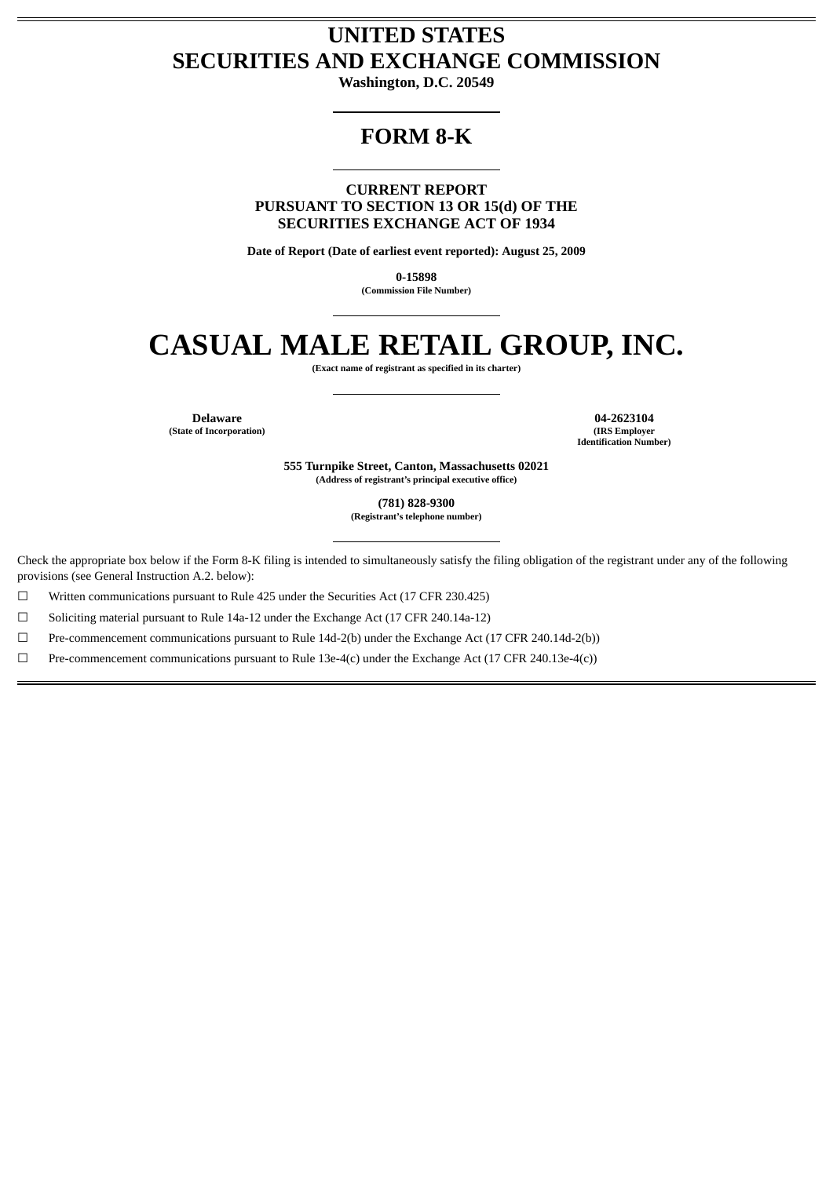# UNITED STATES
# SECURITIES AND EXCHANGE COMMISSION

**Washington, D.C. 20549**

## FORM 8-K

**CURRENT REPORT**
**PURSUANT TO SECTION 13 OR 15(d) OF THE**
**SECURITIES EXCHANGE ACT OF 1934**

**Date of Report (Date of earliest event reported): August 25, 2009**

**0-15898**
**(Commission File Number)**

# CASUAL MALE RETAIL GROUP, INC.

**(Exact name of registrant as specified in its charter)**

| **Delaware** | **04-2623104** |
|---|---|
| **(State of Incorporation)** | **(IRS Employer Identification Number)** |

**555 Turnpike Street, Canton, Massachusetts 02021**
**(Address of registrant's principal executive office)**

**(781) 828-9300**
**(Registrant's telephone number)**

Check the appropriate box below if the Form 8-K filing is intended to simultaneously satisfy the filing obligation of the registrant under any of the following provisions (see General Instruction A.2. below):

☐ Written communications pursuant to Rule 425 under the Securities Act (17 CFR 230.425)

☐ Soliciting material pursuant to Rule 14a-12 under the Exchange Act (17 CFR 240.14a-12)

☐ Pre-commencement communications pursuant to Rule 14d-2(b) under the Exchange Act (17 CFR 240.14d-2(b))

☐ Pre-commencement communications pursuant to Rule 13e-4(c) under the Exchange Act (17 CFR 240.13e-4(c))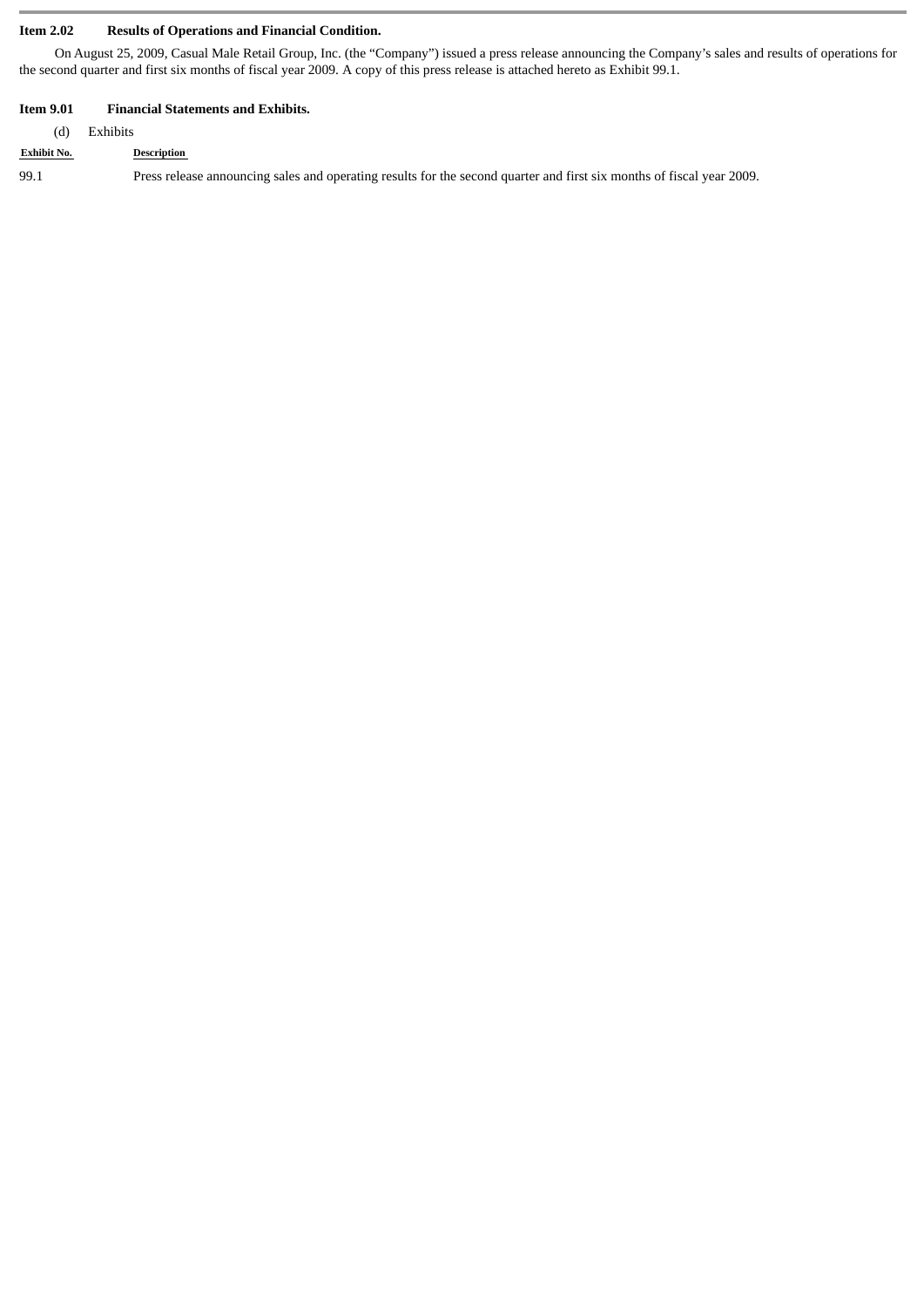**Item 2.02 Results of Operations and Financial Condition.**

On August 25, 2009, Casual Male Retail Group, Inc. (the "Company") issued a press release announcing the Company's sales and results of operations for the second quarter and first six months of fiscal year 2009. A copy of this press release is attached hereto as Exhibit 99.1.

**Item 9.01 Financial Statements and Exhibits.**

(d) Exhibits

| Exhibit No. | Description |
| --- | --- |
| 99.1 | Press release announcing sales and operating results for the second quarter and first six months of fiscal year 2009. |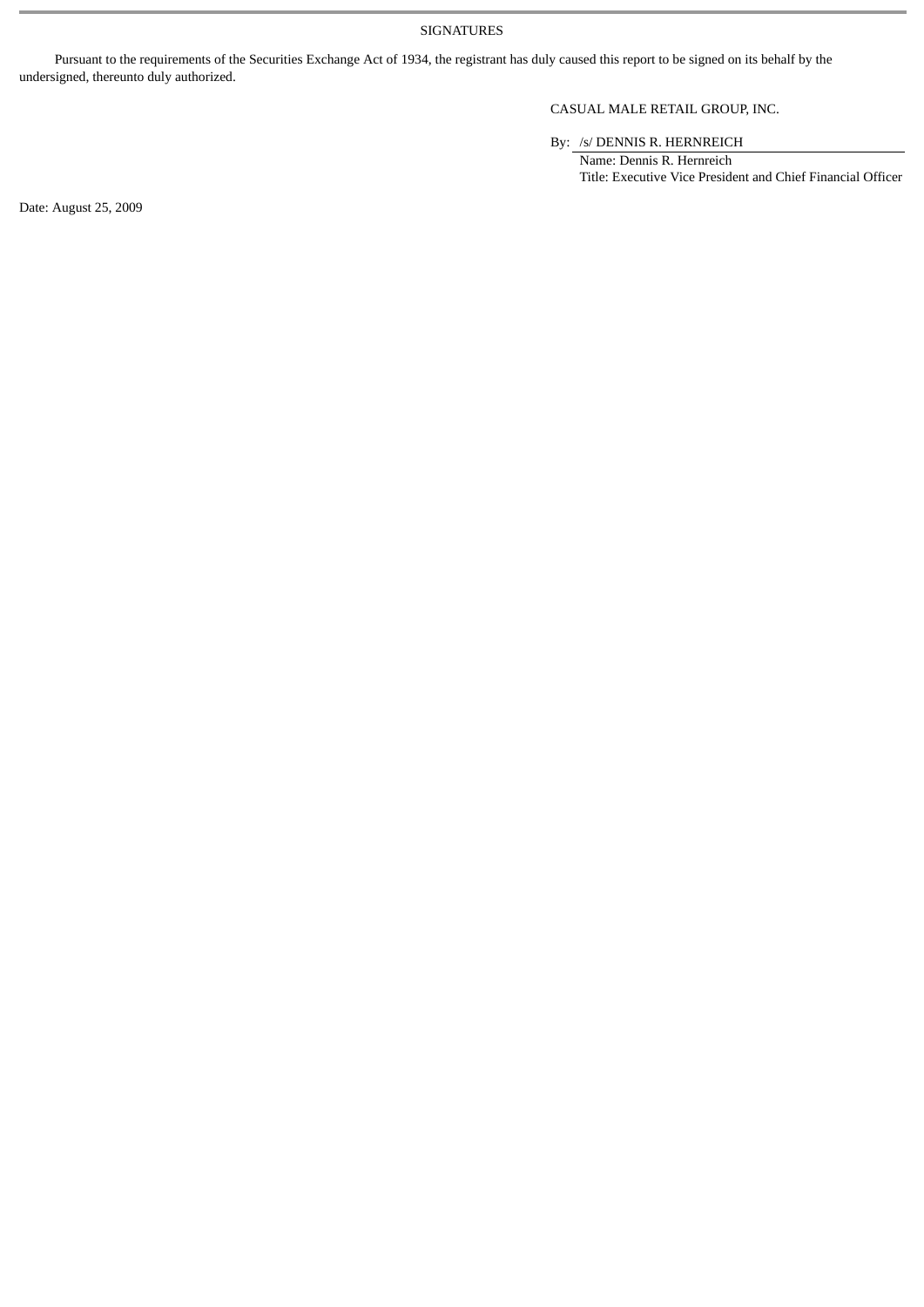SIGNATURES

Pursuant to the requirements of the Securities Exchange Act of 1934, the registrant has duly caused this report to be signed on its behalf by the undersigned, thereunto duly authorized.

CASUAL MALE RETAIL GROUP, INC.

By: /s/ DENNIS R. HERNREICH

Name: Dennis R. Hernreich

Title: Executive Vice President and Chief Financial Officer

Date: August 25, 2009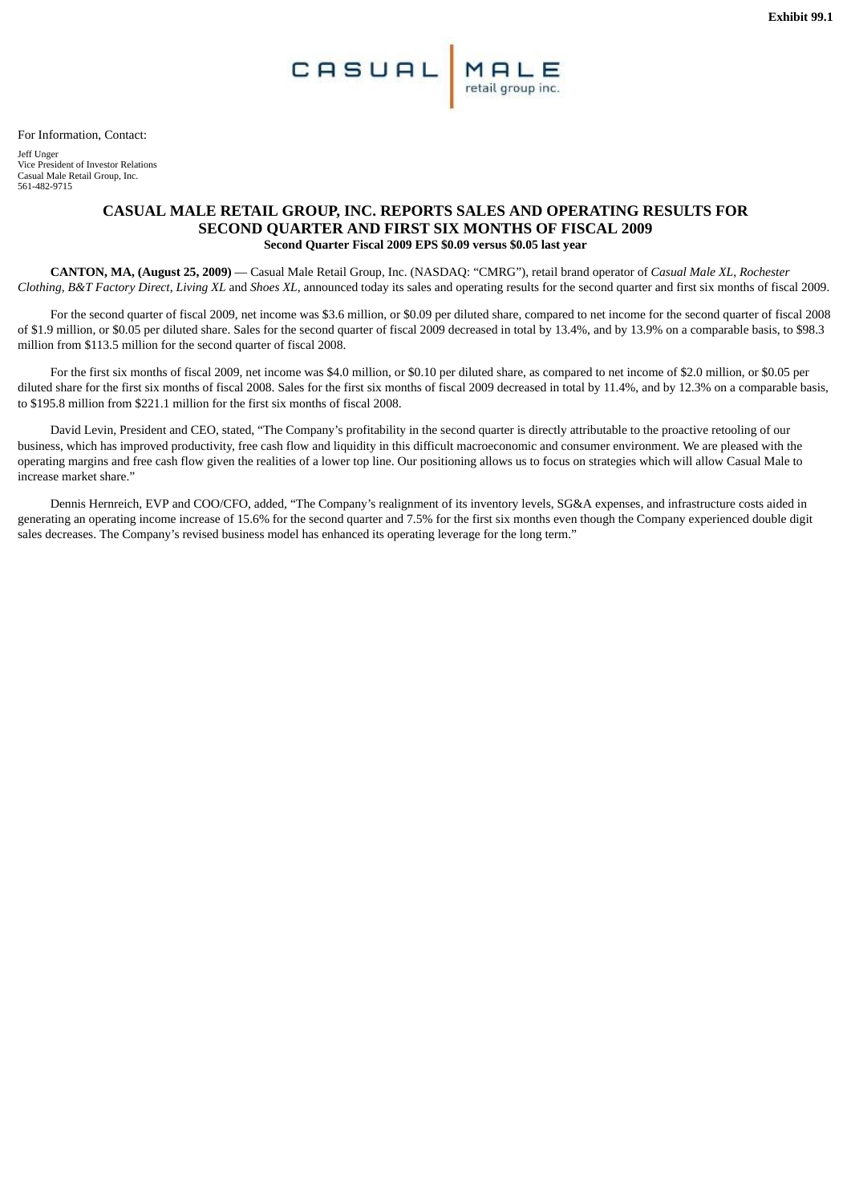**Exhibit 99.1**

CASUAL | MALE retail group inc.

For Information, Contact:

Jeff Unger
Vice President of Investor Relations
Casual Male Retail Group, Inc.
561-482-9715

# CASUAL MALE RETAIL GROUP, INC. REPORTS SALES AND OPERATING RESULTS FOR SECOND QUARTER AND FIRST SIX MONTHS OF FISCAL 2009

**Second Quarter Fiscal 2009 EPS $0.09 versus $0.05 last year**

**CANTON, MA, (August 25, 2009)** — Casual Male Retail Group, Inc. (NASDAQ: "CMRG"), retail brand operator of *Casual Male XL*, *Rochester Clothing*, *B&T Factory Direct*, *Living XL* and *Shoes XL*, announced today its sales and operating results for the second quarter and first six months of fiscal 2009.

For the second quarter of fiscal 2009, net income was $3.6 million, or $0.09 per diluted share, compared to net income for the second quarter of fiscal 2008 of $1.9 million, or $0.05 per diluted share. Sales for the second quarter of fiscal 2009 decreased in total by 13.4%, and by 13.9% on a comparable basis, to $98.3 million from $113.5 million for the second quarter of fiscal 2008.

For the first six months of fiscal 2009, net income was $4.0 million, or $0.10 per diluted share, as compared to net income of $2.0 million, or $0.05 per diluted share for the first six months of fiscal 2008. Sales for the first six months of fiscal 2009 decreased in total by 11.4%, and by 12.3% on a comparable basis, to $195.8 million from $221.1 million for the first six months of fiscal 2008.

David Levin, President and CEO, stated, "The Company's profitability in the second quarter is directly attributable to the proactive retooling of our business, which has improved productivity, free cash flow and liquidity in this difficult macroeconomic and consumer environment. We are pleased with the operating margins and free cash flow given the realities of a lower top line. Our positioning allows us to focus on strategies which will allow Casual Male to increase market share."

Dennis Hernreich, EVP and COO/CFO, added, "The Company's realignment of its inventory levels, SG&A expenses, and infrastructure costs aided in generating an operating income increase of 15.6% for the second quarter and 7.5% for the first six months even though the Company experienced double digit sales decreases. The Company's revised business model has enhanced its operating leverage for the long term."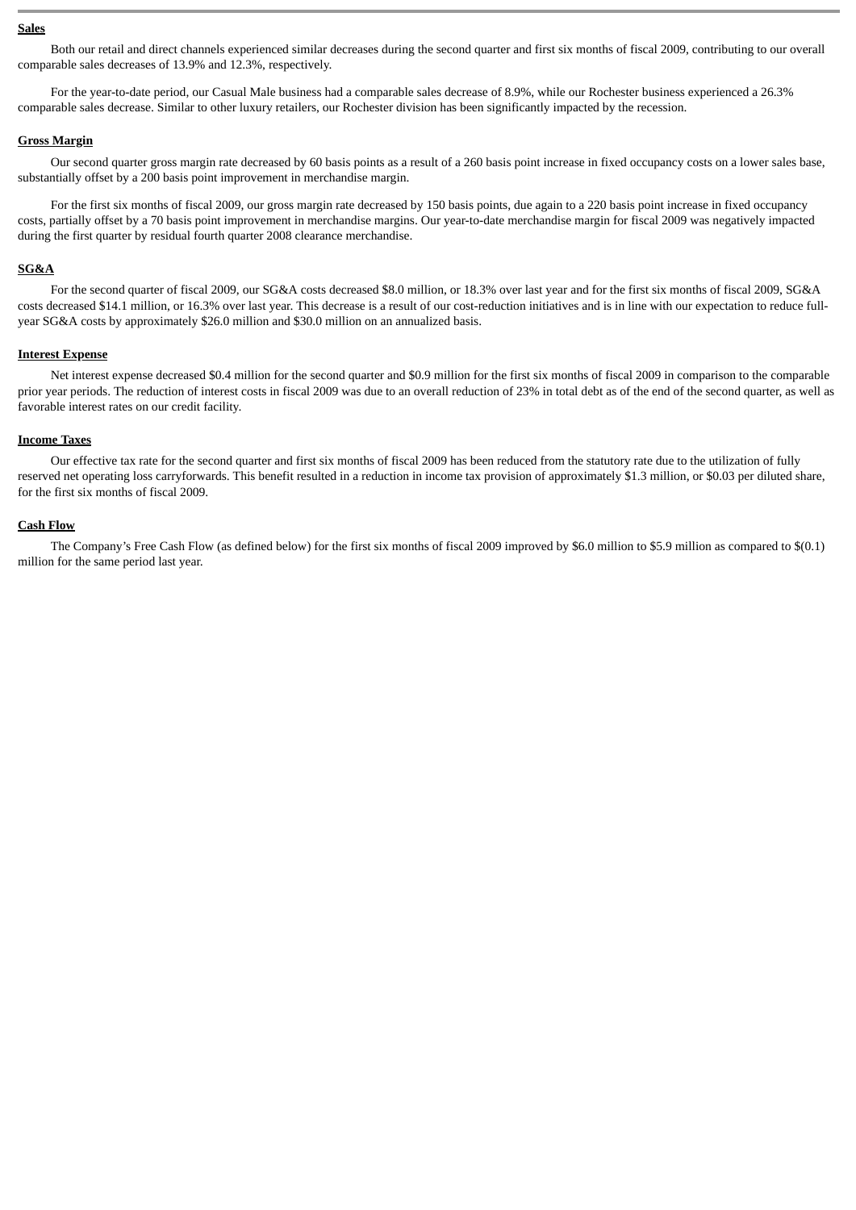**Sales**

Both our retail and direct channels experienced similar decreases during the second quarter and first six months of fiscal 2009, contributing to our overall comparable sales decreases of 13.9% and 12.3%, respectively.

For the year-to-date period, our Casual Male business had a comparable sales decrease of 8.9%, while our Rochester business experienced a 26.3% comparable sales decrease. Similar to other luxury retailers, our Rochester division has been significantly impacted by the recession.

**Gross Margin**

Our second quarter gross margin rate decreased by 60 basis points as a result of a 260 basis point increase in fixed occupancy costs on a lower sales base, substantially offset by a 200 basis point improvement in merchandise margin.

For the first six months of fiscal 2009, our gross margin rate decreased by 150 basis points, due again to a 220 basis point increase in fixed occupancy costs, partially offset by a 70 basis point improvement in merchandise margins. Our year-to-date merchandise margin for fiscal 2009 was negatively impacted during the first quarter by residual fourth quarter 2008 clearance merchandise.

**SG&A**

For the second quarter of fiscal 2009, our SG&A costs decreased $8.0 million, or 18.3% over last year and for the first six months of fiscal 2009, SG&A costs decreased $14.1 million, or 16.3% over last year. This decrease is a result of our cost-reduction initiatives and is in line with our expectation to reduce full-year SG&A costs by approximately $26.0 million and $30.0 million on an annualized basis.

**Interest Expense**

Net interest expense decreased $0.4 million for the second quarter and $0.9 million for the first six months of fiscal 2009 in comparison to the comparable prior year periods. The reduction of interest costs in fiscal 2009 was due to an overall reduction of 23% in total debt as of the end of the second quarter, as well as favorable interest rates on our credit facility.

**Income Taxes**

Our effective tax rate for the second quarter and first six months of fiscal 2009 has been reduced from the statutory rate due to the utilization of fully reserved net operating loss carryforwards. This benefit resulted in a reduction in income tax provision of approximately $1.3 million, or $0.03 per diluted share, for the first six months of fiscal 2009.

**Cash Flow**

The Company's Free Cash Flow (as defined below) for the first six months of fiscal 2009 improved by $6.0 million to $5.9 million as compared to $(0.1) million for the same period last year.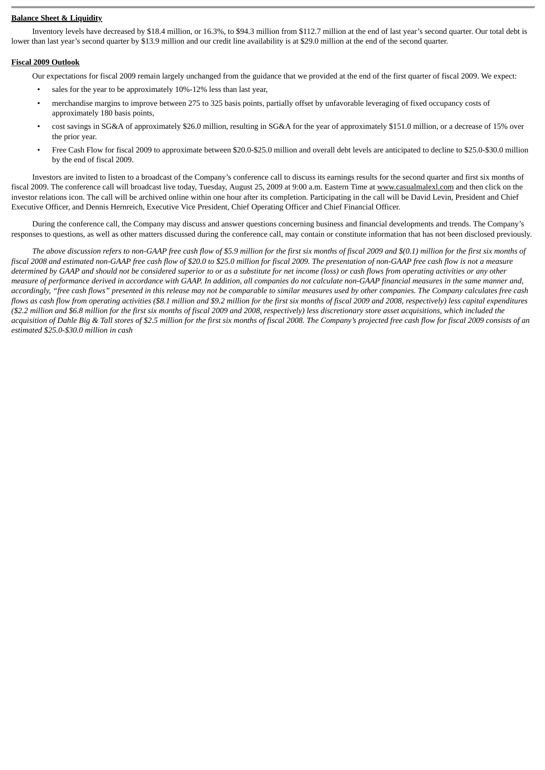**Balance Sheet & Liquidity**

Inventory levels have decreased by $18.4 million, or 16.3%, to $94.3 million from $112.7 million at the end of last year's second quarter. Our total debt is lower than last year's second quarter by $13.9 million and our credit line availability is at $29.0 million at the end of the second quarter.

**Fiscal 2009 Outlook**

Our expectations for fiscal 2009 remain largely unchanged from the guidance that we provided at the end of the first quarter of fiscal 2009. We expect:

- sales for the year to be approximately 10%-12% less than last year,
- merchandise margins to improve between 275 to 325 basis points, partially offset by unfavorable leveraging of fixed occupancy costs of approximately 180 basis points,
- cost savings in SG&A of approximately $26.0 million, resulting in SG&A for the year of approximately $151.0 million, or a decrease of 15% over the prior year.
- Free Cash Flow for fiscal 2009 to approximate between $20.0-$25.0 million and overall debt levels are anticipated to decline to $25.0-$30.0 million by the end of fiscal 2009.

Investors are invited to listen to a broadcast of the Company's conference call to discuss its earnings results for the second quarter and first six months of fiscal 2009. The conference call will broadcast live today, Tuesday, August 25, 2009 at 9:00 a.m. Eastern Time at www.casualmalexl.com and then click on the investor relations icon. The call will be archived online within one hour after its completion. Participating in the call will be David Levin, President and Chief Executive Officer, and Dennis Hernreich, Executive Vice President, Chief Operating Officer and Chief Financial Officer.

During the conference call, the Company may discuss and answer questions concerning business and financial developments and trends. The Company's responses to questions, as well as other matters discussed during the conference call, may contain or constitute information that has not been disclosed previously.

*The above discussion refers to non-GAAP free cash flow of $5.9 million for the first six months of fiscal 2009 and $(0.1) million for the first six months of fiscal 2008 and estimated non-GAAP free cash flow of $20.0 to $25.0 million for fiscal 2009. The presentation of non-GAAP free cash flow is not a measure determined by GAAP and should not be considered superior to or as a substitute for net income (loss) or cash flows from operating activities or any other measure of performance derived in accordance with GAAP. In addition, all companies do not calculate non-GAAP financial measures in the same manner and, accordingly, "free cash flows" presented in this release may not be comparable to similar measures used by other companies. The Company calculates free cash flows as cash flow from operating activities ($8.1 million and $9.2 million for the first six months of fiscal 2009 and 2008, respectively) less capital expenditures ($2.2 million and $6.8 million for the first six months of fiscal 2009 and 2008, respectively) less discretionary store asset acquisitions, which included the acquisition of Dahle Big & Tall stores of $2.5 million for the first six months of fiscal 2008. The Company's projected free cash flow for fiscal 2009 consists of an estimated $25.0-$30.0 million in cash*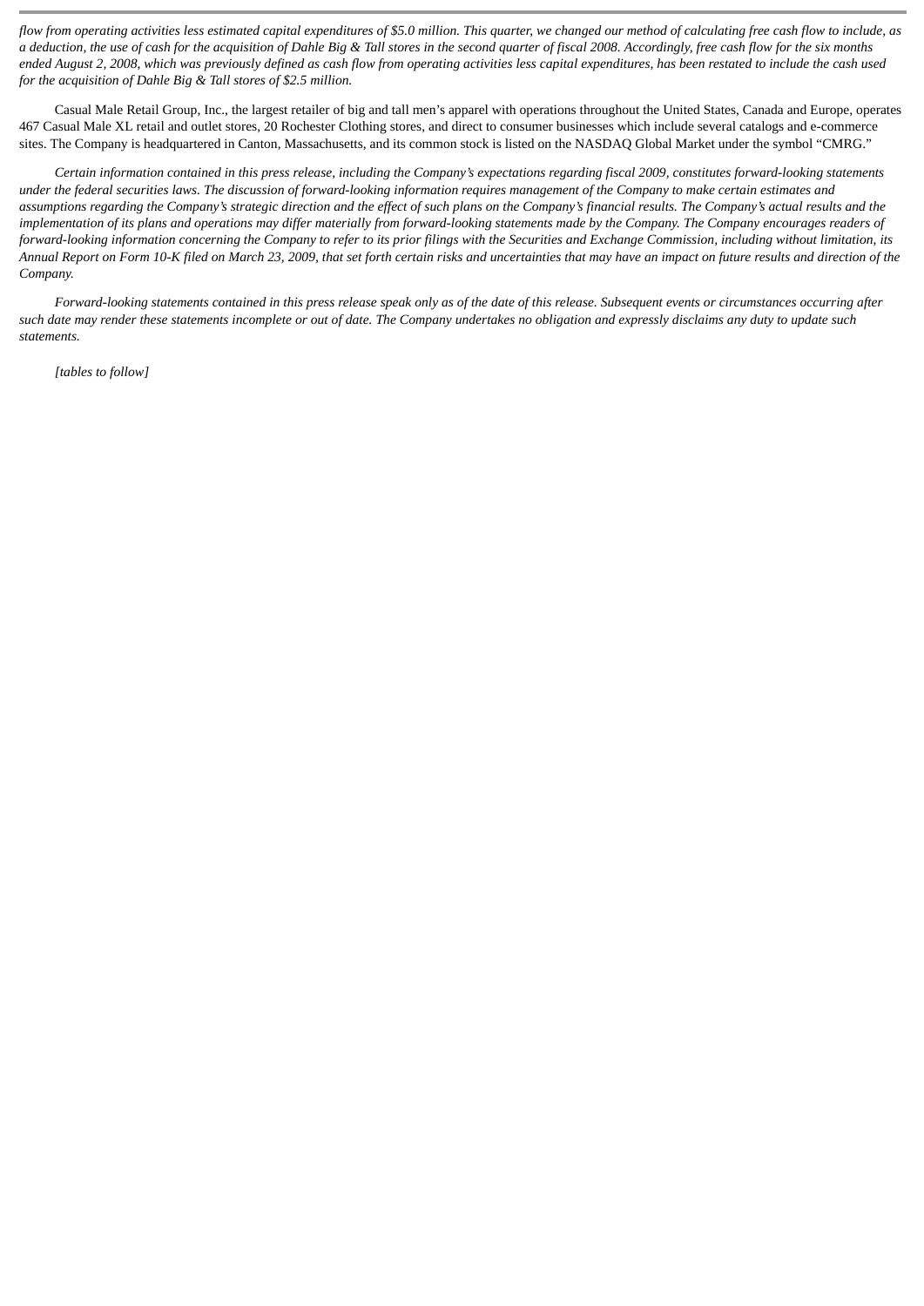*flow from operating activities less estimated capital expenditures of $5.0 million. This quarter, we changed our method of calculating free cash flow to include, as a deduction, the use of cash for the acquisition of Dahle Big & Tall stores in the second quarter of fiscal 2008. Accordingly, free cash flow for the six months ended August 2, 2008, which was previously defined as cash flow from operating activities less capital expenditures, has been restated to include the cash used for the acquisition of Dahle Big & Tall stores of $2.5 million.*

Casual Male Retail Group, Inc., the largest retailer of big and tall men's apparel with operations throughout the United States, Canada and Europe, operates 467 Casual Male XL retail and outlet stores, 20 Rochester Clothing stores, and direct to consumer businesses which include several catalogs and e-commerce sites. The Company is headquartered in Canton, Massachusetts, and its common stock is listed on the NASDAQ Global Market under the symbol "CMRG."

*Certain information contained in this press release, including the Company's expectations regarding fiscal 2009, constitutes forward-looking statements under the federal securities laws. The discussion of forward-looking information requires management of the Company to make certain estimates and assumptions regarding the Company's strategic direction and the effect of such plans on the Company's financial results. The Company's actual results and the implementation of its plans and operations may differ materially from forward-looking statements made by the Company. The Company encourages readers of forward-looking information concerning the Company to refer to its prior filings with the Securities and Exchange Commission, including without limitation, its Annual Report on Form 10-K filed on March 23, 2009, that set forth certain risks and uncertainties that may have an impact on future results and direction of the Company.*

*Forward-looking statements contained in this press release speak only as of the date of this release. Subsequent events or circumstances occurring after such date may render these statements incomplete or out of date. The Company undertakes no obligation and expressly disclaims any duty to update such statements.*

*[tables to follow]*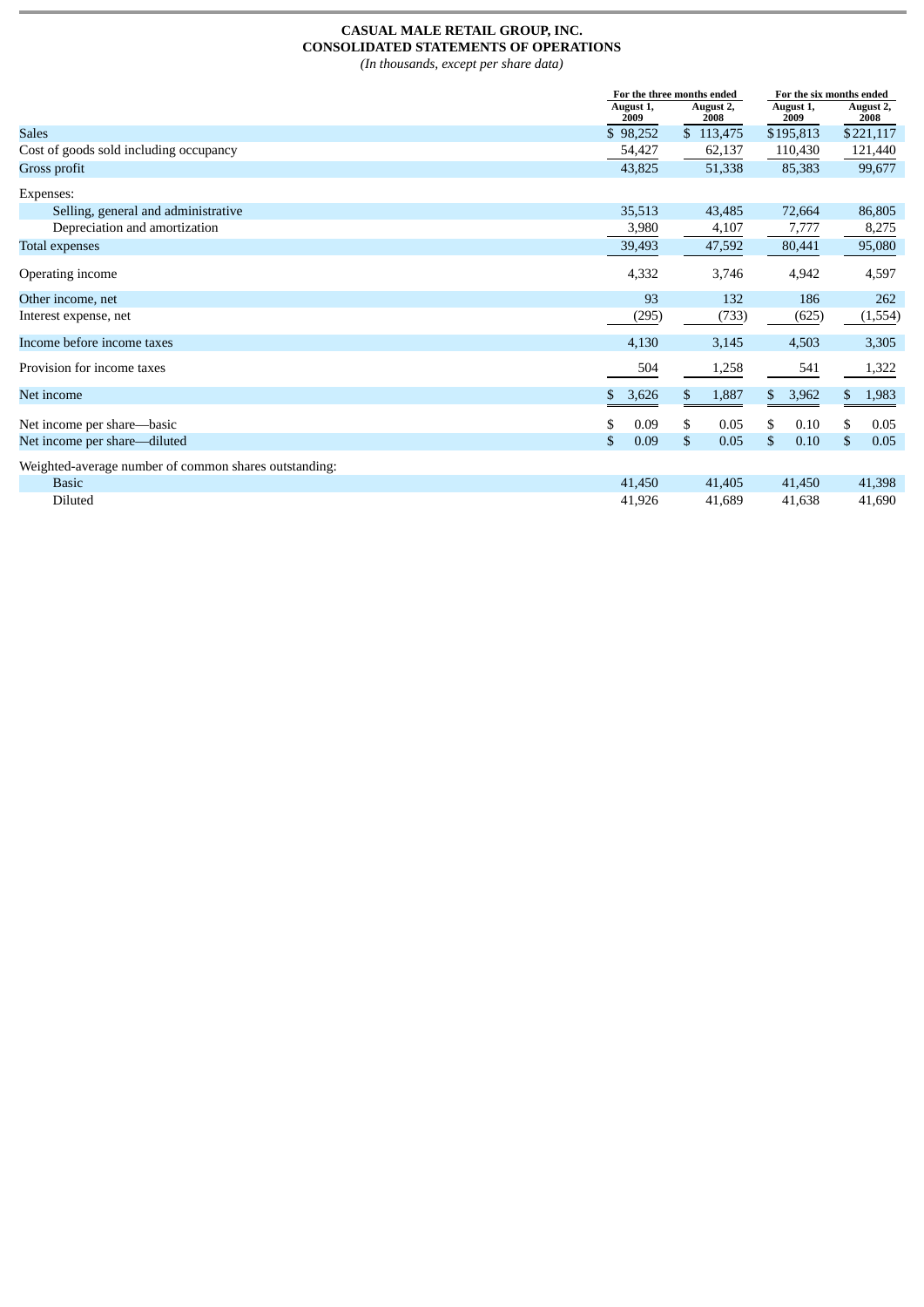**CASUAL MALE RETAIL GROUP, INC.**
**CONSOLIDATED STATEMENTS OF OPERATIONS**
*(In thousands, except per share data)*

| | For the three months ended | | For the six months ended | |
|---|---|---|---|---|
| | August 1, 2009 | August 2, 2008 | August 1, 2009 | August 2, 2008 |
| Sales | $ 98,252 | $ 113,475 | $195,813 | $221,117 |
| Cost of goods sold including occupancy | 54,427 | 62,137 | 110,430 | 121,440 |
| Gross profit | 43,825 | 51,338 | 85,383 | 99,677 |
| Expenses: | | | | |
| Selling, general and administrative | 35,513 | 43,485 | 72,664 | 86,805 |
| Depreciation and amortization | 3,980 | 4,107 | 7,777 | 8,275 |
| Total expenses | 39,493 | 47,592 | 80,441 | 95,080 |
| Operating income | 4,332 | 3,746 | 4,942 | 4,597 |
| Other income, net | 93 | 132 | 186 | 262 |
| Interest expense, net | (295) | (733) | (625) | (1,554) |
| Income before income taxes | 4,130 | 3,145 | 4,503 | 3,305 |
| Provision for income taxes | 504 | 1,258 | 541 | 1,322 |
| Net income | $ 3,626 | $ 1,887 | $ 3,962 | $ 1,983 |
| Net income per share—basic | $ 0.09 | $ 0.05 | $ 0.10 | $ 0.05 |
| Net income per share—diluted | $ 0.09 | $ 0.05 | $ 0.10 | $ 0.05 |
| Weighted-average number of common shares outstanding: | | | | |
| Basic | 41,450 | 41,405 | 41,450 | 41,398 |
| Diluted | 41,926 | 41,689 | 41,638 | 41,690 |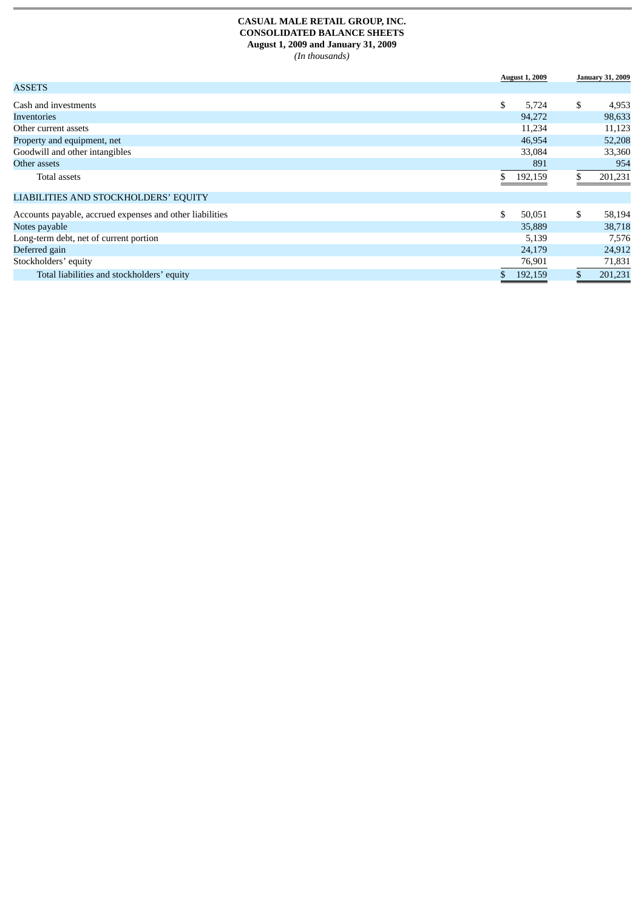**CASUAL MALE RETAIL GROUP, INC.**
**CONSOLIDATED BALANCE SHEETS**
**August 1, 2009 and January 31, 2009**
*(In thousands)*

| | August 1, 2009 | January 31, 2009 |
|---|---|---|
| ASSETS | | |
| Cash and investments | $ 5,724 | $ 4,953 |
| Inventories | 94,272 | 98,633 |
| Other current assets | 11,234 | 11,123 |
| Property and equipment, net | 46,954 | 52,208 |
| Goodwill and other intangibles | 33,084 | 33,360 |
| Other assets | 891 | 954 |
| Total assets | $ 192,159 | $ 201,231 |
| LIABILITIES AND STOCKHOLDERS' EQUITY | | |
| Accounts payable, accrued expenses and other liabilities | $ 50,051 | $ 58,194 |
| Notes payable | 35,889 | 38,718 |
| Long-term debt, net of current portion | 5,139 | 7,576 |
| Deferred gain | 24,179 | 24,912 |
| Stockholders' equity | 76,901 | 71,831 |
| Total liabilities and stockholders' equity | $ 192,159 | $ 201,231 |